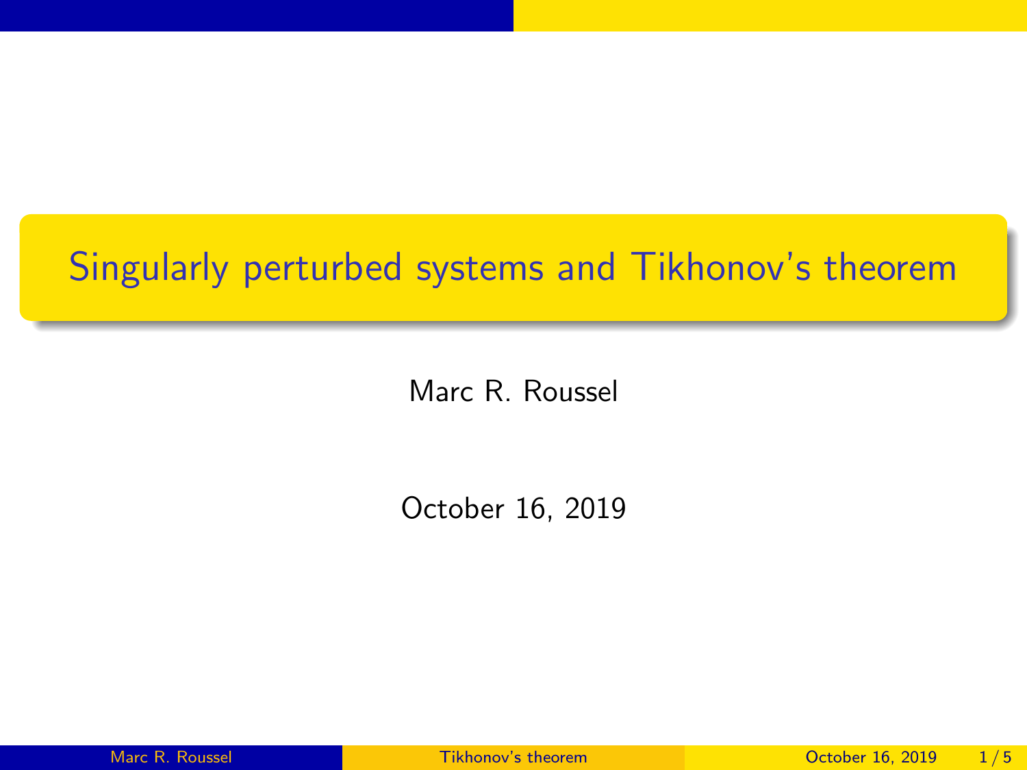# Singularly perturbed systems and Tikhonov's theorem

Marc R. Roussel

October 16, 2019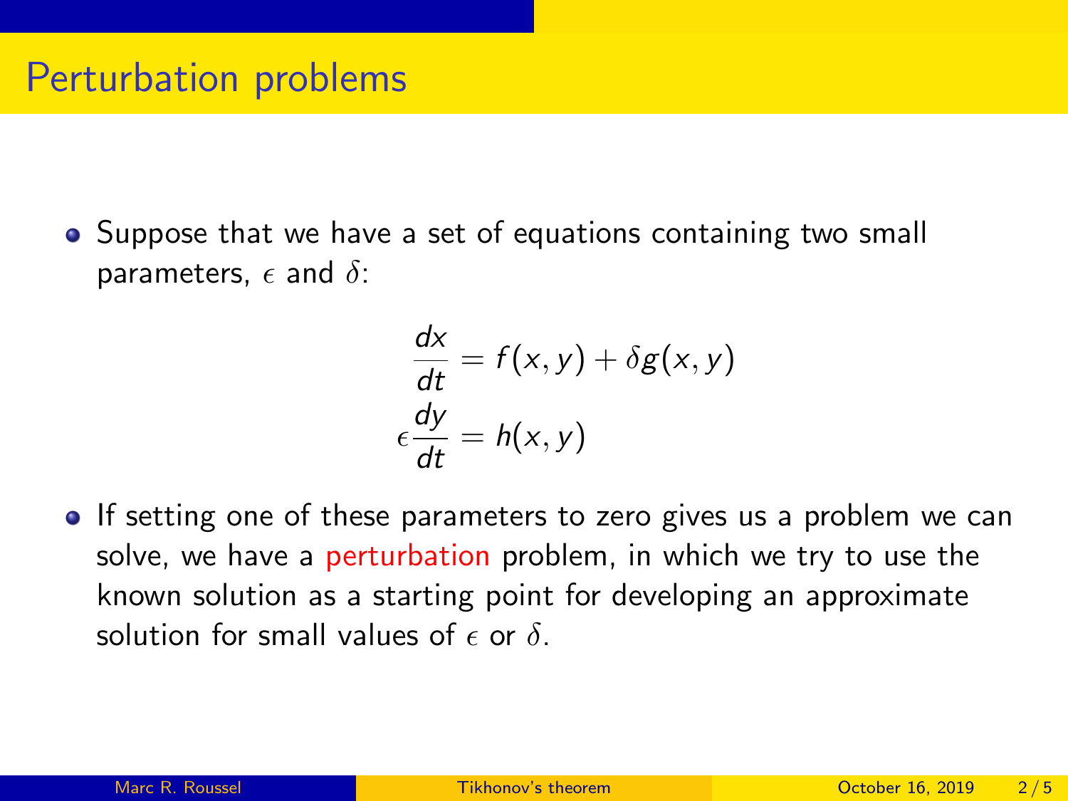# Perturbation problems

- Suppose that we have a set of equations containing two small parameters, $\epsilon$ and $\delta$:

$$\frac{dx}{dt} = f(x, y) + \delta g(x, y)$$
$$\epsilon \frac{dy}{dt} = h(x, y)$$

- If setting one of these parameters to zero gives us a problem we can solve, we have a perturbation problem, in which we try to use the known solution as a starting point for developing an approximate solution for small values of $\epsilon$ or $\delta$.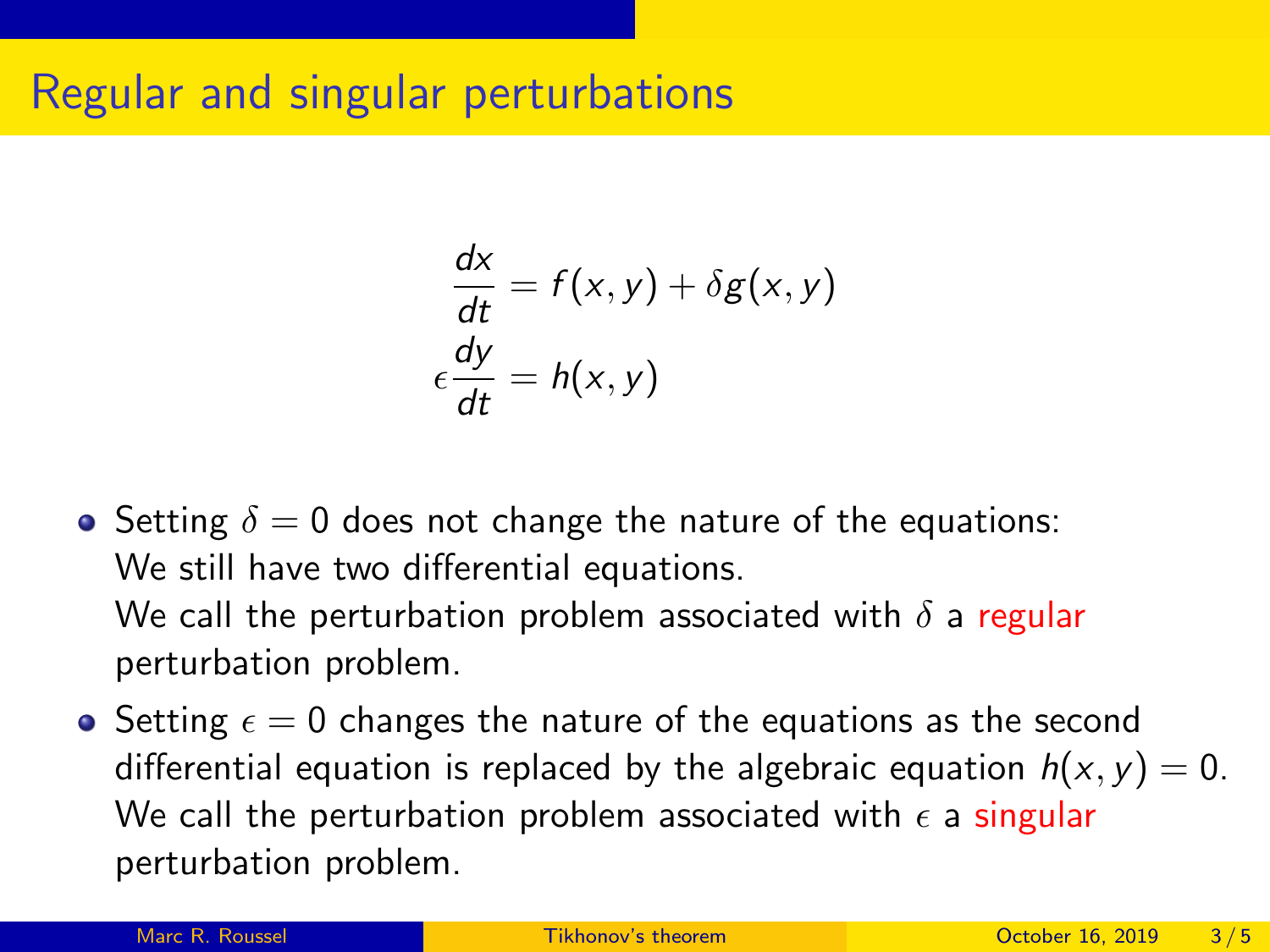# Regular and singular perturbations

$$\frac{dx}{dt} = f(x,y) + \delta g(x,y)$$
$$\epsilon \frac{dy}{dt} = h(x,y)$$

- Setting $\delta = 0$ does not change the nature of the equations: We still have two differential equations.
  We call the perturbation problem associated with $\delta$ a regular perturbation problem.
- Setting $\epsilon = 0$ changes the nature of the equations as the second differential equation is replaced by the algebraic equation $h(x,y) = 0$.
  We call the perturbation problem associated with $\epsilon$ a singular perturbation problem.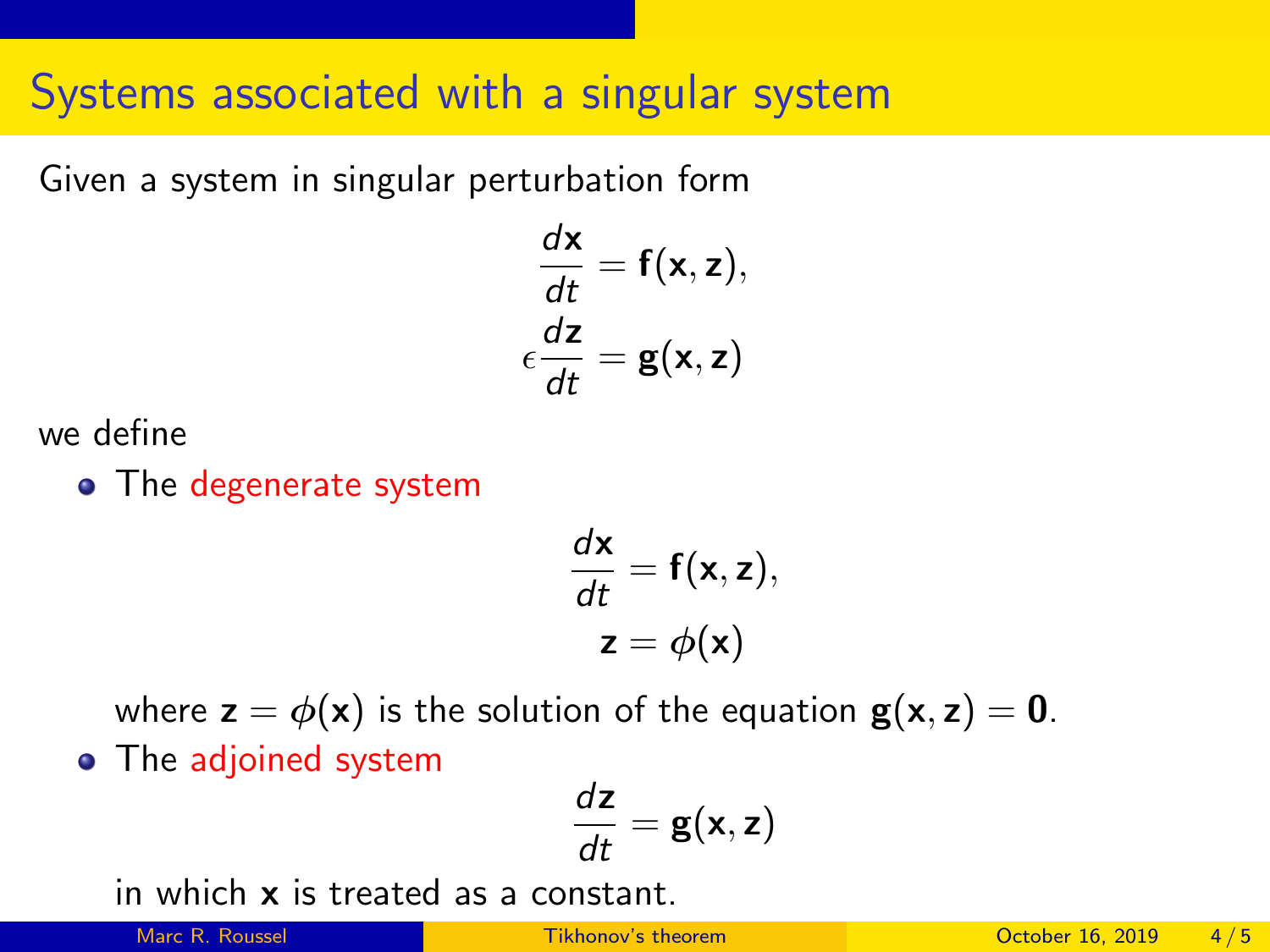# Systems associated with a singular system

Given a system in singular perturbation form

$$\frac{d\mathbf{x}}{dt} = \mathbf{f}(\mathbf{x}, \mathbf{z}),$$
$$\epsilon \frac{d\mathbf{z}}{dt} = \mathbf{g}(\mathbf{x}, \mathbf{z})$$

we define

- The degenerate system

  $$\frac{d\mathbf{x}}{dt} = \mathbf{f}(\mathbf{x}, \mathbf{z}),$$
  $$\mathbf{z} = \phi(\mathbf{x})$$

  where $\mathbf{z} = \phi(\mathbf{x})$ is the solution of the equation $\mathbf{g}(\mathbf{x}, \mathbf{z}) = \mathbf{0}$.

- The adjoined system

  $$\frac{d\mathbf{z}}{dt} = \mathbf{g}(\mathbf{x}, \mathbf{z})$$

  in which $\mathbf{x}$ is treated as a constant.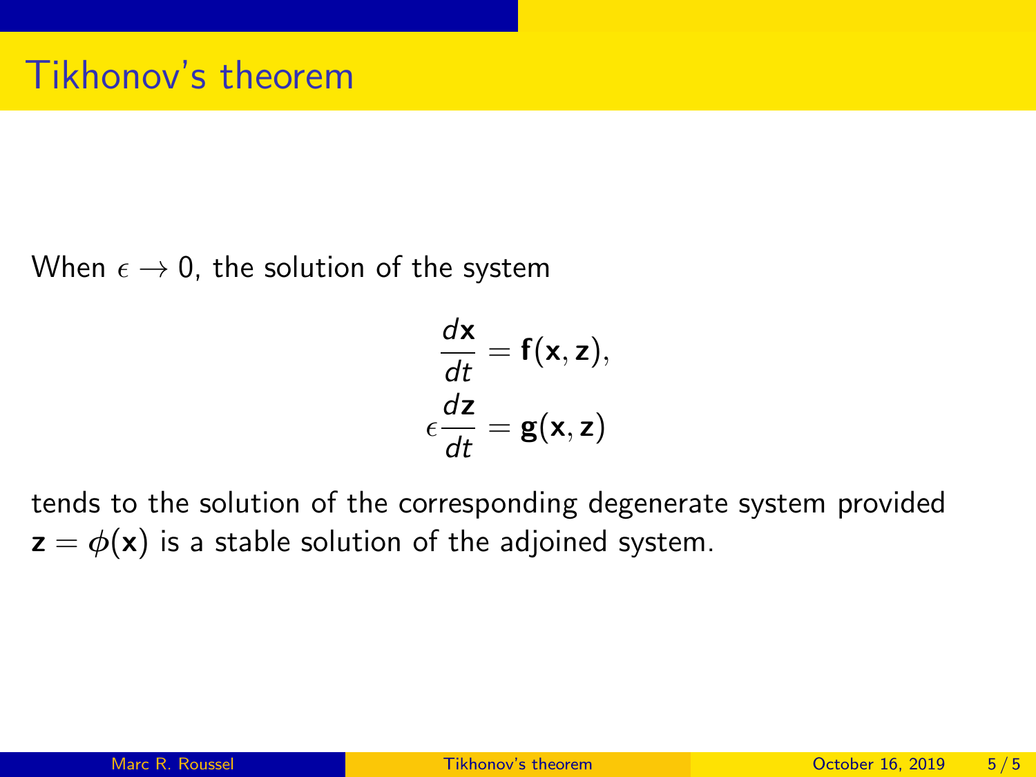# Tikhonov's theorem

When $\epsilon \to 0$, the solution of the system

$$\frac{d\mathbf{x}}{dt} = \mathbf{f}(\mathbf{x}, \mathbf{z}),$$
$$\epsilon\frac{d\mathbf{z}}{dt} = \mathbf{g}(\mathbf{x}, \mathbf{z})$$

tends to the solution of the corresponding degenerate system provided $\mathbf{z} = \phi(\mathbf{x})$ is a stable solution of the adjoined system.